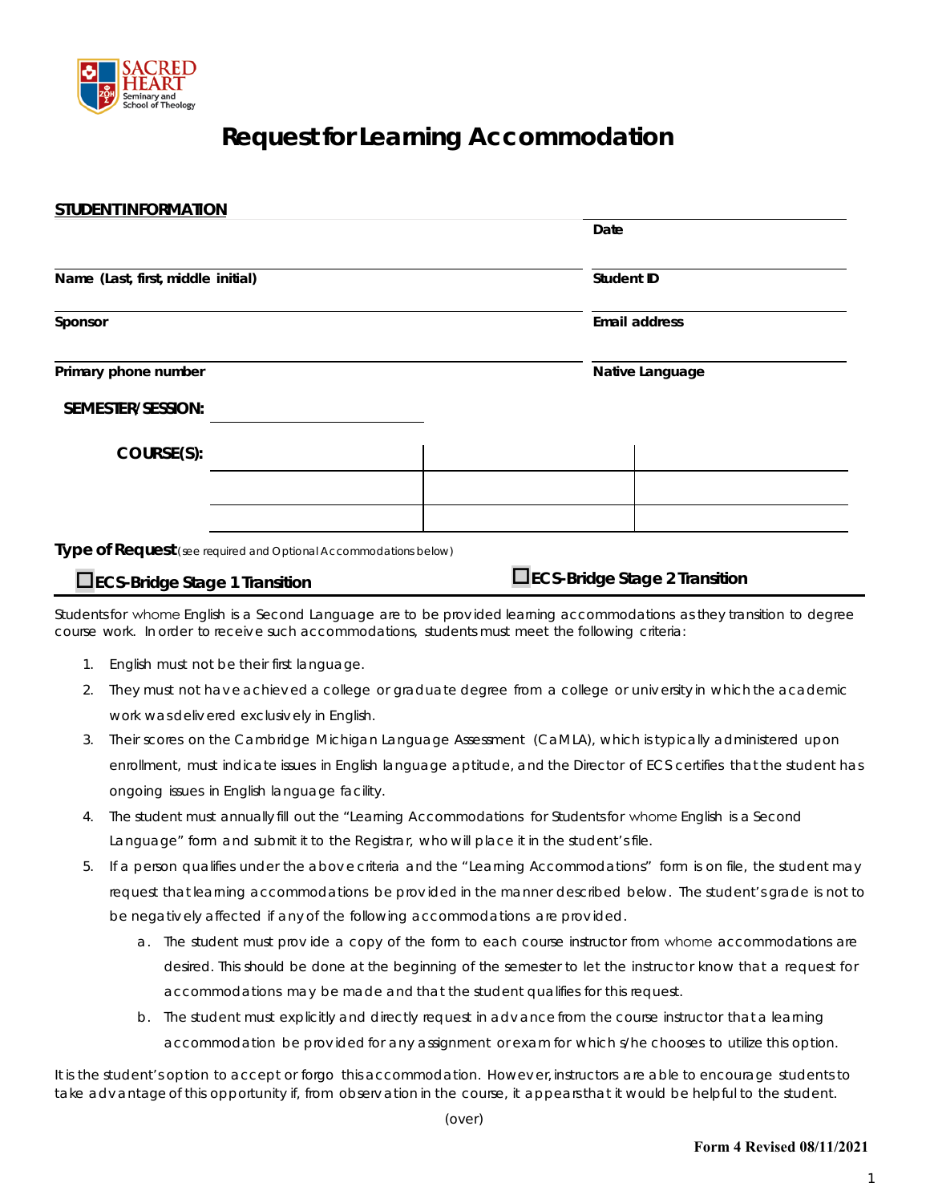# Request for Learning Accommodation

**STUDENT INFORMATION**

| | |
|---|---|
| | **Date** |
| **Name (Last, first, middle initial)** | **Student ID** |
| **Sponsor** | **Email address** |
| **Primary phone number** | **Native Language** |

**SEMESTER/SESSION:** ____________________

**COURSE(S):**

| | | |
|---|---|---|
| | | |
| | | |
| | | |

**Type of Request** (see required and Optional Accommodations below)

☐ **ECS-Bridge Stage 1 Transition** ☐ **ECS-Bridge Stage 2 Transition**

Students for whome English is a Second Language are to be provided learning accommodations as they transition to degree course work. In order to receive such accommodations, students must meet the following criteria:

1. English must not be their first language.
2. They must not have achieved a college or graduate degree from a college or university in which the academic work was delivered exclusively in English.
3. Their scores on the Cambridge Michigan Language Assessment (CaMLA), which is typically administered upon enrollment, must indicate issues in English language aptitude, and the Director of ECS certifies that the student has ongoing issues in English language facility.
4. The student must annually fill out the "Learning Accommodations for Students for whome English is a Second Language" form and submit it to the Registrar, who will place it in the student's file.
5. If a person qualifies under the above criteria and the "Learning Accommodations" form is on file, the student may request that learning accommodations be provided in the manner described below. The student's grade is not to be negatively affected if any of the following accommodations are provided.
   a. The student must provide a copy of the form to each course instructor from whome accommodations are desired. This should be done at the beginning of the semester to let the instructor know that a request for accommodations may be made and that the student qualifies for this request.
   b. The student must explicitly and directly request in advance from the course instructor that a learning accommodation be provided for any assignment or exam for which s/he chooses to utilize this option.

It is the student's option to accept or forgo this accommodation. However, instructors are able to encourage students to take advantage of this opportunity if, from observation in the course, it appears that it would be helpful to the student.

(over)

**Form 4 Revised 08/11/2021**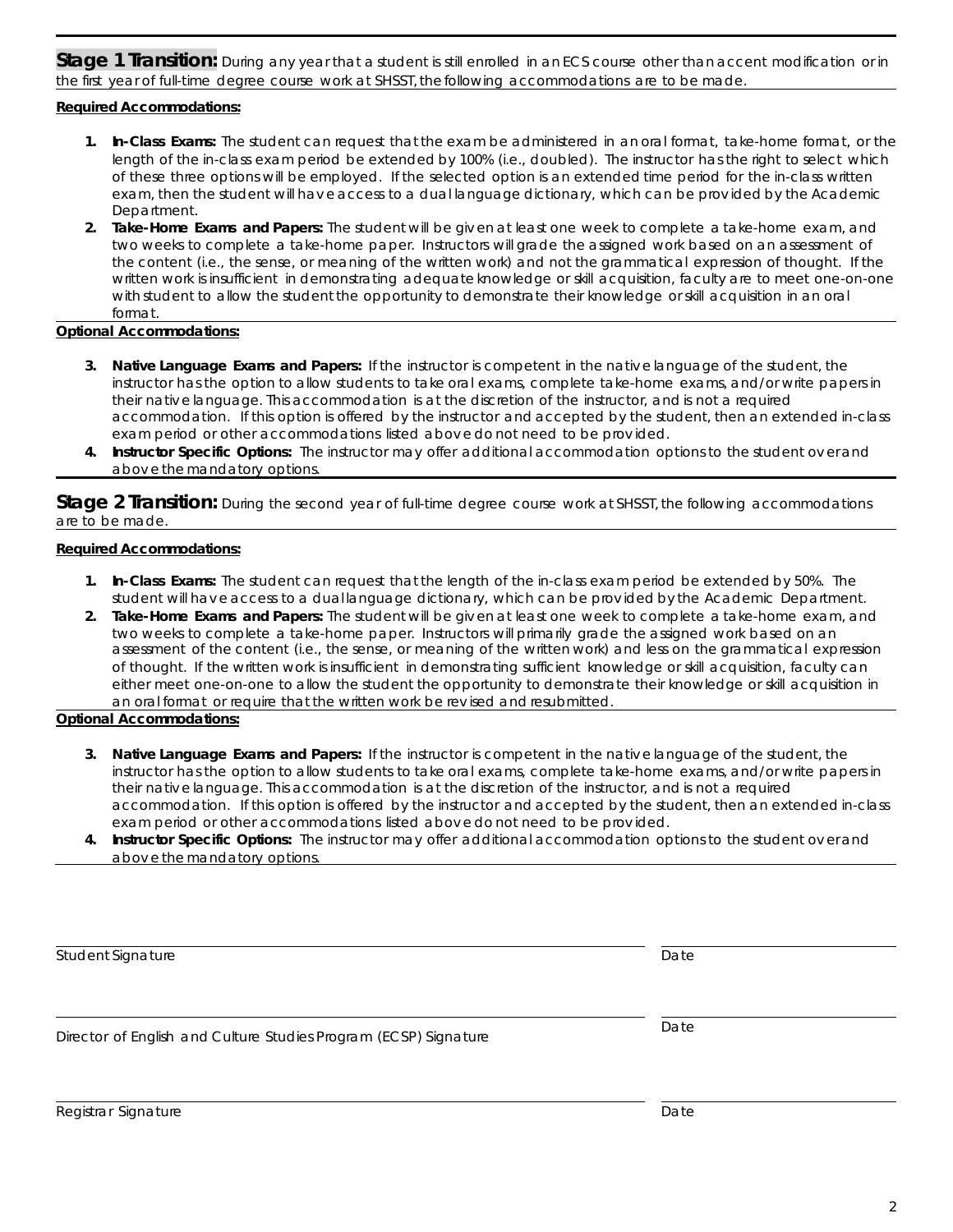**Stage 1 Transition:** During any year that a student is still enrolled in an ECS course other than accent modification or in the first year of full-time degree course work at SHSST, the following accommodations are to be made.

**Required Accommodations:**

1. **In-Class Exams:** The student can request that the exam be administered in an oral format, take-home format, or the length of the in-class exam period be extended by 100% (i.e., doubled). The instructor has the right to select which of these three options will be employed. If the selected option is an extended time period for the in-class written exam, then the student will have access to a dual language dictionary, which can be provided by the Academic Department.
2. **Take-Home Exams and Papers:** The student will be given at least one week to complete a take-home exam, and two weeks to complete a take-home paper. Instructors will grade the assigned work based on an assessment of the content (i.e., the sense, or meaning of the written work) and not the grammatical expression of thought. If the written work is insufficient in demonstrating adequate knowledge or skill acquisition, faculty are to meet one-on-one with student to allow the student the opportunity to demonstrate their knowledge or skill acquisition in an oral format.

**Optional Accommodations:**

3. **Native Language Exams and Papers:** If the instructor is competent in the native language of the student, the instructor has the option to allow students to take oral exams, complete take-home exams, and/or write papers in their native language. This accommodation is at the discretion of the instructor, and is not a required accommodation. If this option is offered by the instructor and accepted by the student, then an extended in-class exam period or other accommodations listed above do not need to be provided.
4. **Instructor Specific Options:** The instructor may offer additional accommodation options to the student over and above the mandatory options.

**Stage 2 Transition:** During the second year of full-time degree course work at SHSST, the following accommodations are to be made.

**Required Accommodations:**

1. **In-Class Exams:** The student can request that the length of the in-class exam period be extended by 50%. The student will have access to a dual language dictionary, which can be provided by the Academic Department.
2. **Take-Home Exams and Papers:** The student will be given at least one week to complete a take-home exam, and two weeks to complete a take-home paper. Instructors will primarily grade the assigned work based on an assessment of the content (i.e., the sense, or meaning of the written work) and less on the grammatical expression of thought. If the written work is insufficient in demonstrating sufficient knowledge or skill acquisition, faculty can either meet one-on-one to allow the student the opportunity to demonstrate their knowledge or skill acquisition in an oral format or require that the written work be revised and resubmitted.

**Optional Accommodations:**

3. **Native Language Exams and Papers:** If the instructor is competent in the native language of the student, the instructor has the option to allow students to take oral exams, complete take-home exams, and/or write papers in their native language. This accommodation is at the discretion of the instructor, and is not a required accommodation. If this option is offered by the instructor and accepted by the student, then an extended in-class exam period or other accommodations listed above do not need to be provided.
4. **Instructor Specific Options:** The instructor may offer additional accommodation options to the student over and above the mandatory options.

Student Signature _______________________ Date ____________

Director of English and Culture Studies Program (ECSP) Signature _______________________ Date ____________

Registrar Signature _______________________ Date ____________